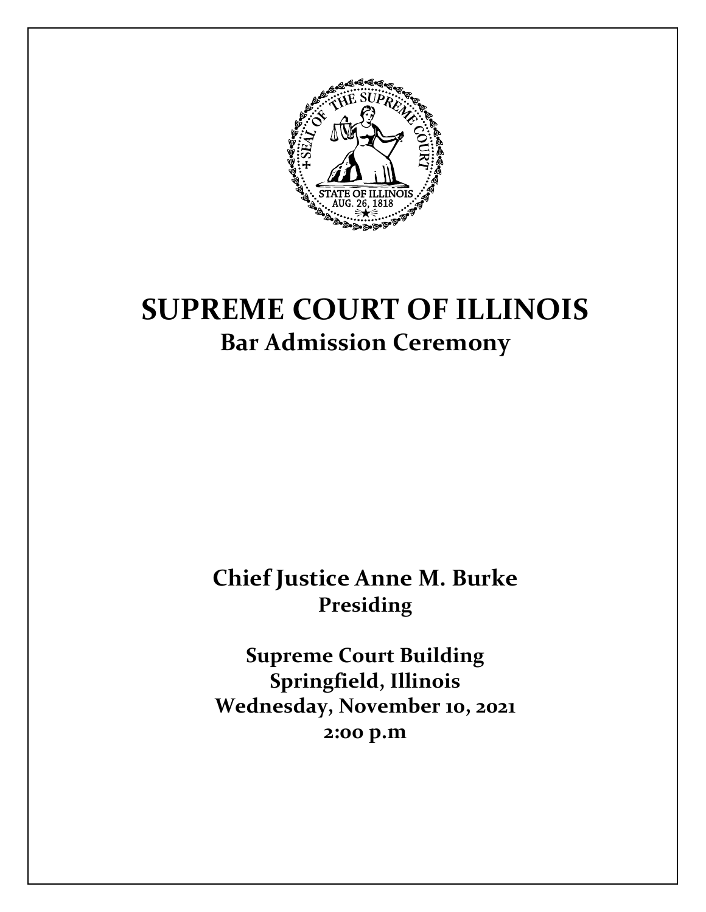# SUPREME COURT OF ILLINOIS

## Bar Admission Ceremony

**Chief Justice Anne M. Burke**
**Presiding**

**Supreme Court Building**
**Springfield, Illinois**
**Wednesday, November 10, 2021**
**2:00 p.m**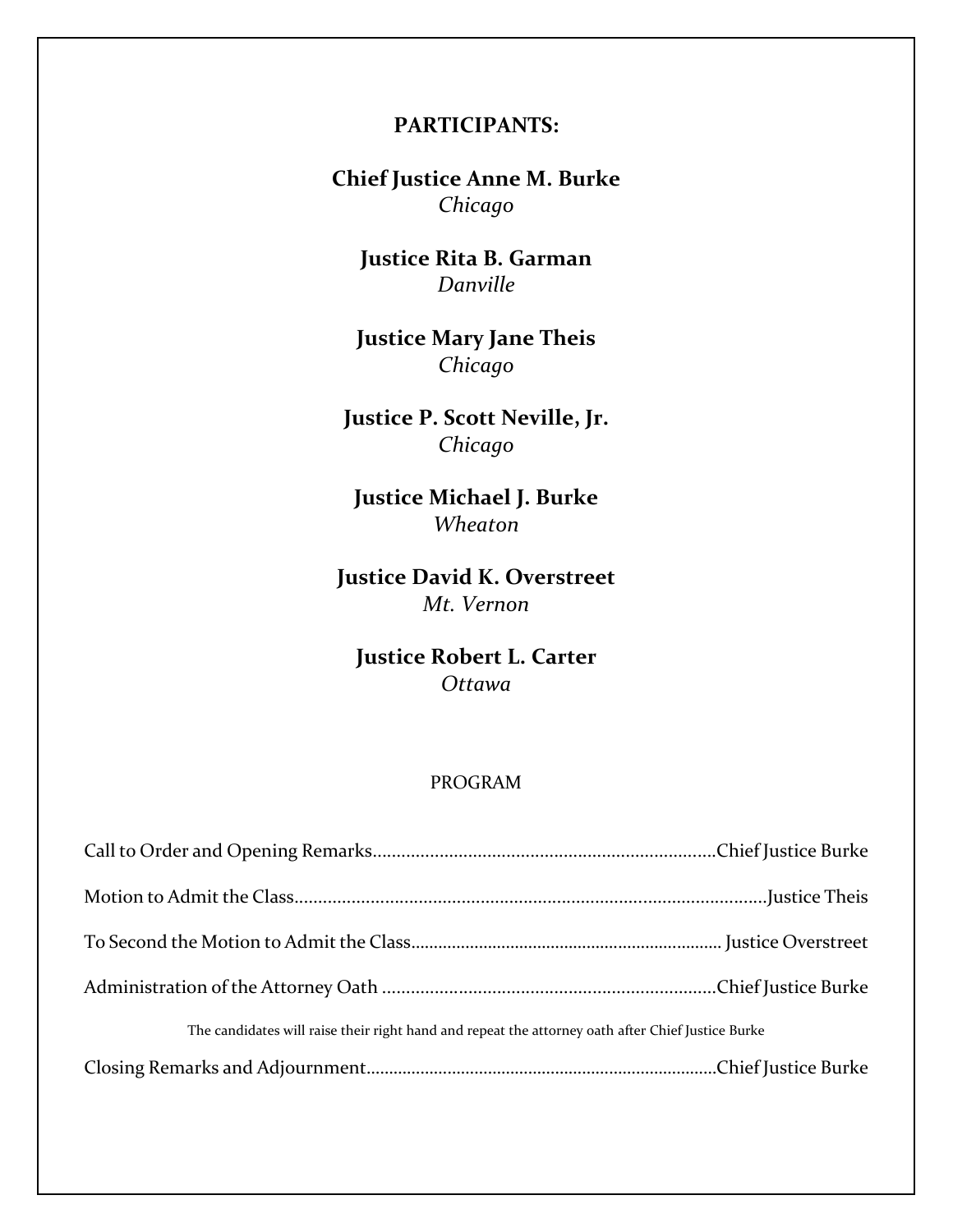**PARTICIPANTS:**

**Chief Justice Anne M. Burke**
*Chicago*

**Justice Rita B. Garman**
*Danville*

**Justice Mary Jane Theis**
*Chicago*

**Justice P. Scott Neville, Jr.**
*Chicago*

**Justice Michael J. Burke**
*Wheaton*

**Justice David K. Overstreet**
*Mt. Vernon*

**Justice Robert L. Carter**
*Ottawa*

PROGRAM

Call to Order and Opening Remarks........................................................................Chief Justice Burke

Motion to Admit the Class...................................................................................................Justice Theis

To Second the Motion to Admit the Class.................................................................... Justice Overstreet

Administration of the Attorney Oath ......................................................................Chief Justice Burke

The candidates will raise their right hand and repeat the attorney oath after Chief Justice Burke

Closing Remarks and Adjournment.............................................................................Chief Justice Burke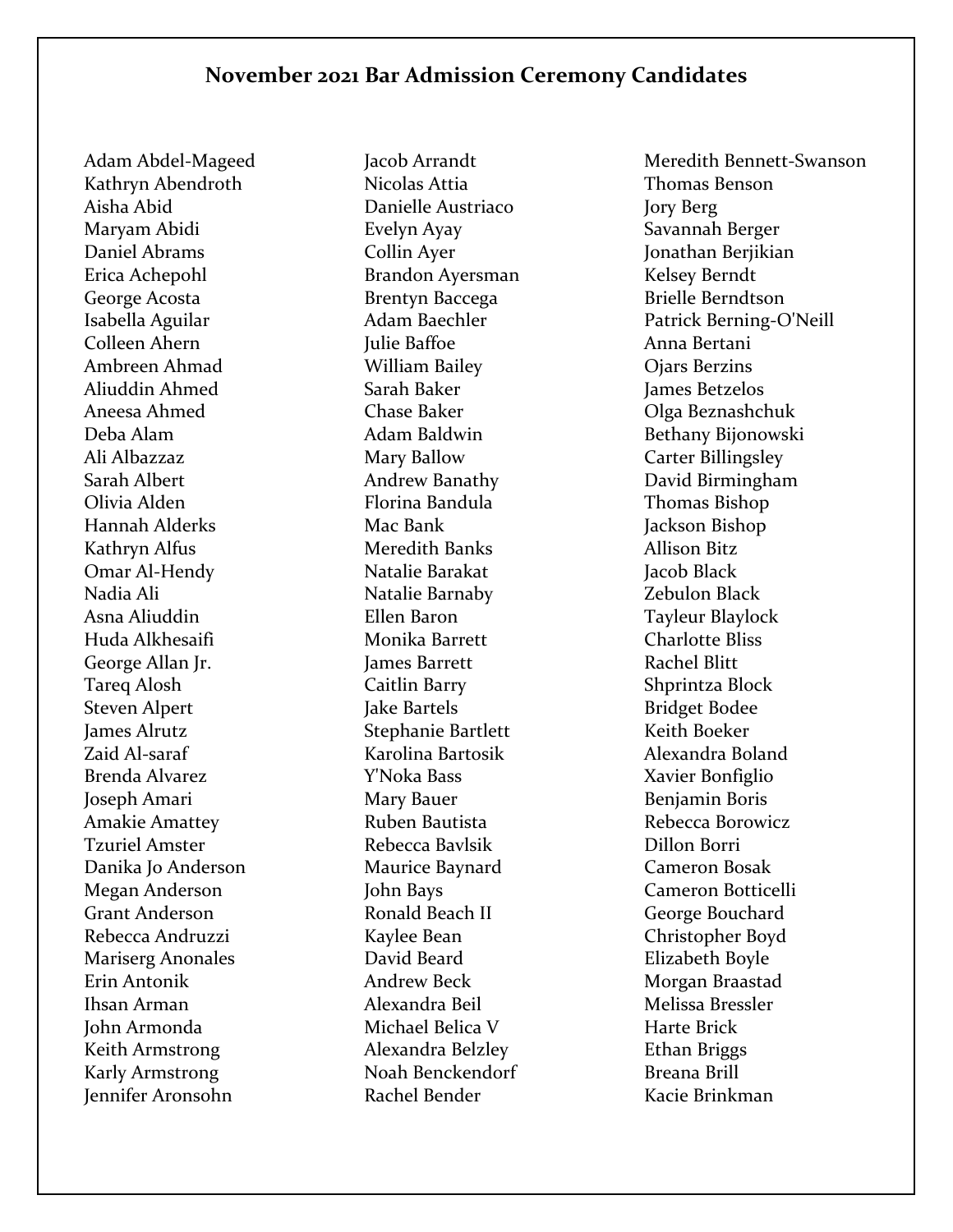## November 2021 Bar Admission Ceremony Candidates

Adam Abdel-Mageed
Kathryn Abendroth
Aisha Abid
Maryam Abidi
Daniel Abrams
Erica Achepohl
George Acosta
Isabella Aguilar
Colleen Ahern
Ambreen Ahmad
Aliuddin Ahmed
Aneesa Ahmed
Deba Alam
Ali Albazzaz
Sarah Albert
Olivia Alden
Hannah Alderks
Kathryn Alfus
Omar Al-Hendy
Nadia Ali
Asna Aliuddin
Huda Alkhesaifi
George Allan Jr.
Tareq Alosh
Steven Alpert
James Alrutz
Zaid Al-saraf
Brenda Alvarez
Joseph Amari
Amakie Amattey
Tzuriel Amster
Danika Jo Anderson
Megan Anderson
Grant Anderson
Rebecca Andruzzi
Mariserg Anonales
Erin Antonik
Ihsan Arman
John Armonda
Keith Armstrong
Karly Armstrong
Jennifer Aronsohn
Jacob Arrandt
Nicolas Attia
Danielle Austriaco
Evelyn Ayay
Collin Ayer
Brandon Ayersman
Brentyn Baccega
Adam Baechler
Julie Baffoe
William Bailey
Sarah Baker
Chase Baker
Adam Baldwin
Mary Ballow
Andrew Banathy
Florina Bandula
Mac Bank
Meredith Banks
Natalie Barakat
Natalie Barnaby
Ellen Baron
Monika Barrett
James Barrett
Caitlin Barry
Jake Bartels
Stephanie Bartlett
Karolina Bartosik
Y'Noka Bass
Mary Bauer
Ruben Bautista
Rebecca Bavlsik
Maurice Baynard
John Bays
Ronald Beach II
Kaylee Bean
David Beard
Andrew Beck
Alexandra Beil
Michael Belica V
Alexandra Belzley
Noah Benckendorf
Rachel Bender
Meredith Bennett-Swanson
Thomas Benson
Jory Berg
Savannah Berger
Jonathan Berjikian
Kelsey Berndt
Brielle Berndtson
Patrick Berning-O'Neill
Anna Bertani
Ojars Berzins
James Betzelos
Olga Beznashchuk
Bethany Bijonowski
Carter Billingsley
David Birmingham
Thomas Bishop
Jackson Bishop
Allison Bitz
Jacob Black
Zebulon Black
Tayleur Blaylock
Charlotte Bliss
Rachel Blitt
Shprintza Block
Bridget Bodee
Keith Boeker
Alexandra Boland
Xavier Bonfiglio
Benjamin Boris
Rebecca Borowicz
Dillon Borri
Cameron Bosak
Cameron Botticelli
George Bouchard
Christopher Boyd
Elizabeth Boyle
Morgan Braastad
Melissa Bressler
Harte Brick
Ethan Briggs
Breana Brill
Kacie Brinkman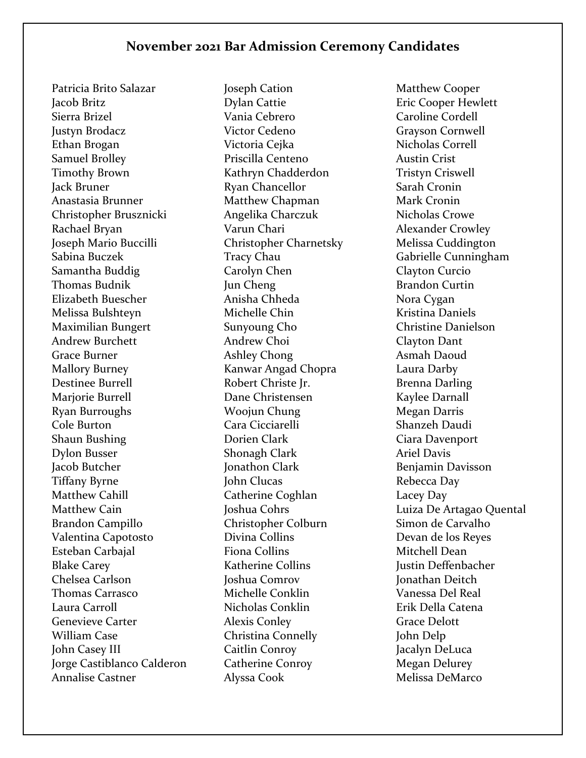## November 2021 Bar Admission Ceremony Candidates

Patricia Brito Salazar
Jacob Britz
Sierra Brizel
Justyn Brodacz
Ethan Brogan
Samuel Brolley
Timothy Brown
Jack Bruner
Anastasia Brunner
Christopher Brusznicki
Rachael Bryan
Joseph Mario Buccilli
Sabina Buczek
Samantha Buddig
Thomas Budnik
Elizabeth Buescher
Melissa Bulshteyn
Maximilian Bungert
Andrew Burchett
Grace Burner
Mallory Burney
Destinee Burrell
Marjorie Burrell
Ryan Burroughs
Cole Burton
Shaun Bushing
Dylon Busser
Jacob Butcher
Tiffany Byrne
Matthew Cahill
Matthew Cain
Brandon Campillo
Valentina Capotosto
Esteban Carbajal
Blake Carey
Chelsea Carlson
Thomas Carrasco
Laura Carroll
Genevieve Carter
William Case
John Casey III
Jorge Castiblanco Calderon
Annalise Castner
Joseph Cation
Dylan Cattie
Vania Cebrero
Victor Cedeno
Victoria Cejka
Priscilla Centeno
Kathryn Chadderdon
Ryan Chancellor
Matthew Chapman
Angelika Charczuk
Varun Chari
Christopher Charnetsky
Tracy Chau
Carolyn Chen
Jun Cheng
Anisha Chheda
Michelle Chin
Sunyoung Cho
Andrew Choi
Ashley Chong
Kanwar Angad Chopra
Robert Christe Jr.
Dane Christensen
Woojun Chung
Cara Cicciarelli
Dorien Clark
Shonagh Clark
Jonathon Clark
John Clucas
Catherine Coghlan
Joshua Cohrs
Christopher Colburn
Divina Collins
Fiona Collins
Katherine Collins
Joshua Comrov
Michelle Conklin
Nicholas Conklin
Alexis Conley
Christina Connelly
Caitlin Conroy
Catherine Conroy
Alyssa Cook
Matthew Cooper
Eric Cooper Hewlett
Caroline Cordell
Grayson Cornwell
Nicholas Correll
Austin Crist
Tristyn Criswell
Sarah Cronin
Mark Cronin
Nicholas Crowe
Alexander Crowley
Melissa Cuddington
Gabrielle Cunningham
Clayton Curcio
Brandon Curtin
Nora Cygan
Kristina Daniels
Christine Danielson
Clayton Dant
Asmah Daoud
Laura Darby
Brenna Darling
Kaylee Darnall
Megan Darris
Shanzeh Daudi
Ciara Davenport
Ariel Davis
Benjamin Davisson
Rebecca Day
Lacey Day
Luiza De Artagao Quental
Simon de Carvalho
Devan de los Reyes
Mitchell Dean
Justin Deffenbacher
Jonathan Deitch
Vanessa Del Real
Erik Della Catena
Grace Delott
John Delp
Jacalyn DeLuca
Megan Delurey
Melissa DeMarco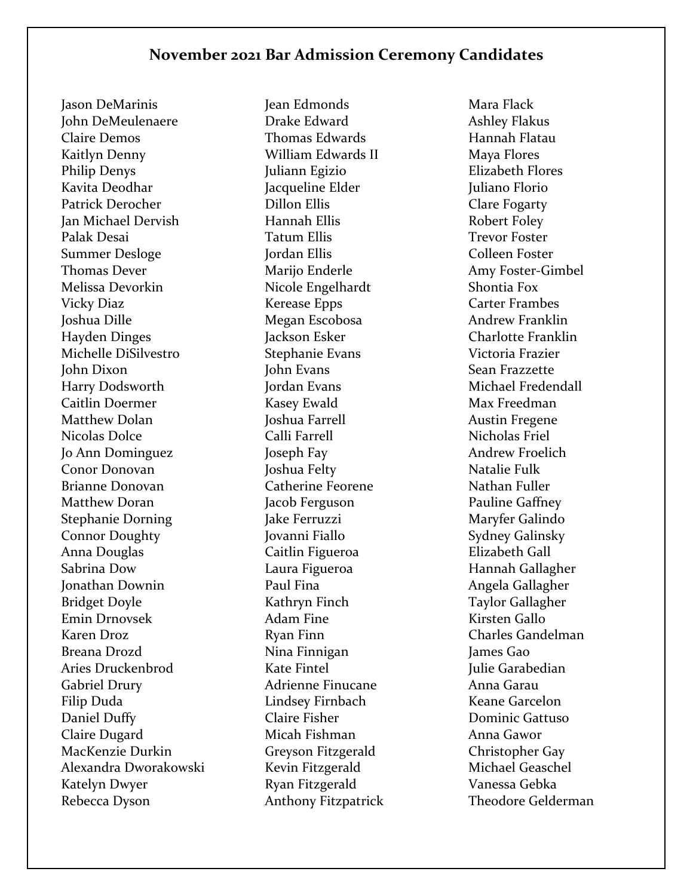# November 2021 Bar Admission Ceremony Candidates

Jason DeMarinis
John DeMeulenaere
Claire Demos
Kaitlyn Denny
Philip Denys
Kavita Deodhar
Patrick Derocher
Jan Michael Dervish
Palak Desai
Summer Desloge
Thomas Dever
Melissa Devorkin
Vicky Diaz
Joshua Dille
Hayden Dinges
Michelle DiSilvestro
John Dixon
Harry Dodsworth
Caitlin Doermer
Matthew Dolan
Nicolas Dolce
Jo Ann Dominguez
Conor Donovan
Brianne Donovan
Matthew Doran
Stephanie Dorning
Connor Doughty
Anna Douglas
Sabrina Dow
Jonathan Downin
Bridget Doyle
Emin Drnovsek
Karen Droz
Breana Drozd
Aries Druckenbrod
Gabriel Drury
Filip Duda
Daniel Duffy
Claire Dugard
MacKenzie Durkin
Alexandra Dworakowski
Katelyn Dwyer
Rebecca Dyson
Jean Edmonds
Drake Edward
Thomas Edwards
William Edwards II
Juliann Egizio
Jacqueline Elder
Dillon Ellis
Hannah Ellis
Tatum Ellis
Jordan Ellis
Marijo Enderle
Nicole Engelhardt
Kerease Epps
Megan Escobosa
Jackson Esker
Stephanie Evans
John Evans
Jordan Evans
Kasey Ewald
Joshua Farrell
Calli Farrell
Joseph Fay
Joshua Felty
Catherine Feorene
Jacob Ferguson
Jake Ferruzzi
Jovanni Fiallo
Caitlin Figueroa
Laura Figueroa
Paul Fina
Kathryn Finch
Adam Fine
Ryan Finn
Nina Finnigan
Kate Fintel
Adrienne Finucane
Lindsey Firnbach
Claire Fisher
Micah Fishman
Greyson Fitzgerald
Kevin Fitzgerald
Ryan Fitzgerald
Anthony Fitzpatrick
Mara Flack
Ashley Flakus
Hannah Flatau
Maya Flores
Elizabeth Flores
Juliano Florio
Clare Fogarty
Robert Foley
Trevor Foster
Colleen Foster
Amy Foster-Gimbel
Shontia Fox
Carter Frambes
Andrew Franklin
Charlotte Franklin
Victoria Frazier
Sean Frazzette
Michael Fredendall
Max Freedman
Austin Fregene
Nicholas Friel
Andrew Froelich
Natalie Fulk
Nathan Fuller
Pauline Gaffney
Maryfer Galindo
Sydney Galinsky
Elizabeth Gall
Hannah Gallagher
Angela Gallagher
Taylor Gallagher
Kirsten Gallo
Charles Gandelman
James Gao
Julie Garabedian
Anna Garau
Keane Garcelon
Dominic Gattuso
Anna Gawor
Christopher Gay
Michael Geaschel
Vanessa Gebka
Theodore Gelderman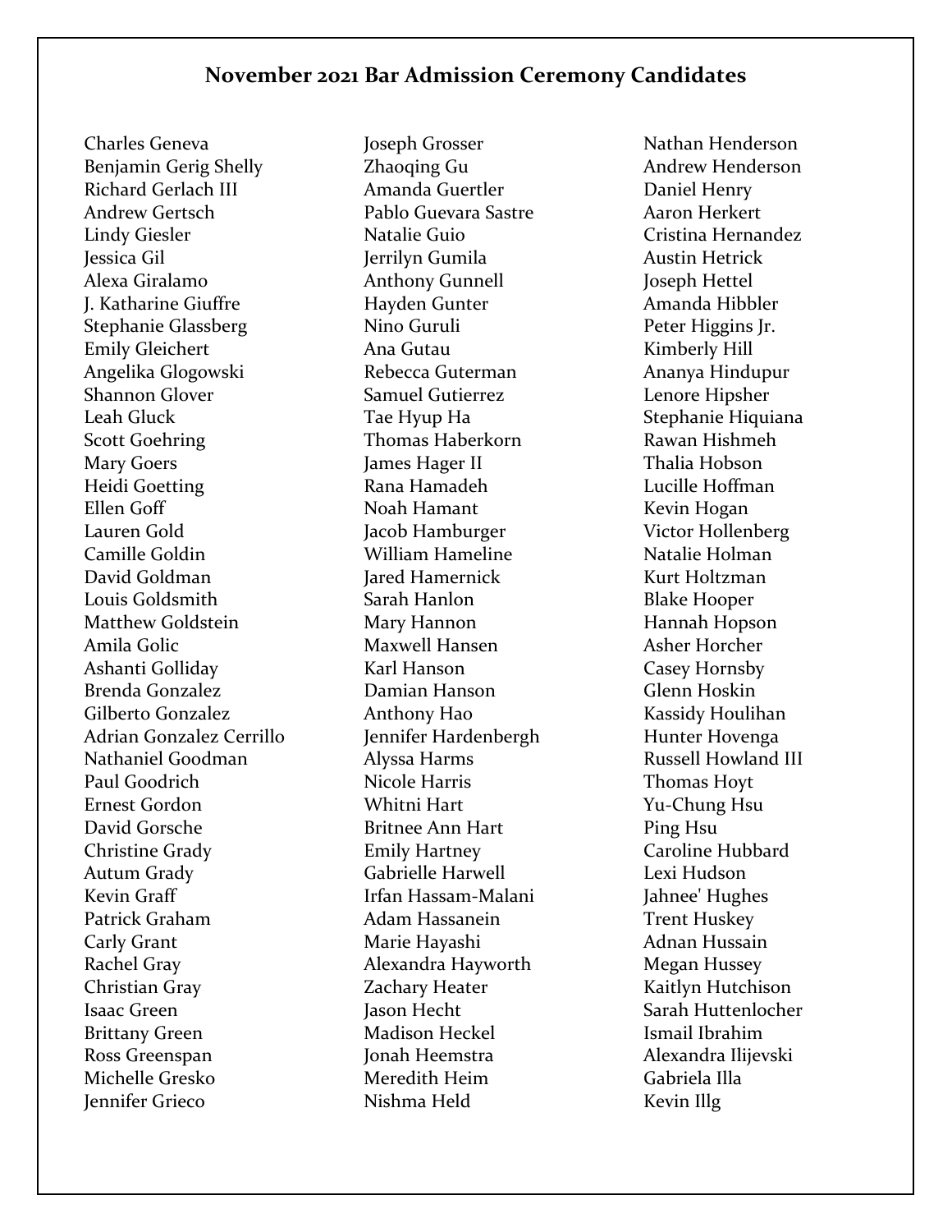## November 2021 Bar Admission Ceremony Candidates

Charles Geneva
Benjamin Gerig Shelly
Richard Gerlach III
Andrew Gertsch
Lindy Giesler
Jessica Gil
Alexa Giralamo
J. Katharine Giuffre
Stephanie Glassberg
Emily Gleichert
Angelika Glogowski
Shannon Glover
Leah Gluck
Scott Goehring
Mary Goers
Heidi Goetting
Ellen Goff
Lauren Gold
Camille Goldin
David Goldman
Louis Goldsmith
Matthew Goldstein
Amila Golic
Ashanti Golliday
Brenda Gonzalez
Gilberto Gonzalez
Adrian Gonzalez Cerrillo
Nathaniel Goodman
Paul Goodrich
Ernest Gordon
David Gorsche
Christine Grady
Autum Grady
Kevin Graff
Patrick Graham
Carly Grant
Rachel Gray
Christian Gray
Isaac Green
Brittany Green
Ross Greenspan
Michelle Gresko
Jennifer Grieco
Joseph Grosser
Zhaoqing Gu
Amanda Guertler
Pablo Guevara Sastre
Natalie Guio
Jerrilyn Gumila
Anthony Gunnell
Hayden Gunter
Nino Guruli
Ana Gutau
Rebecca Guterman
Samuel Gutierrez
Tae Hyup Ha
Thomas Haberkorn
James Hager II
Rana Hamadeh
Noah Hamant
Jacob Hamburger
William Hameline
Jared Hamernick
Sarah Hanlon
Mary Hannon
Maxwell Hansen
Karl Hanson
Damian Hanson
Anthony Hao
Jennifer Hardenbergh
Alyssa Harms
Nicole Harris
Whitni Hart
Britnee Ann Hart
Emily Hartney
Gabrielle Harwell
Irfan Hassam-Malani
Adam Hassanein
Marie Hayashi
Alexandra Hayworth
Zachary Heater
Jason Hecht
Madison Heckel
Jonah Heemstra
Meredith Heim
Nishma Held
Nathan Henderson
Andrew Henderson
Daniel Henry
Aaron Herkert
Cristina Hernandez
Austin Hetrick
Joseph Hettel
Amanda Hibbler
Peter Higgins Jr.
Kimberly Hill
Ananya Hindupur
Lenore Hipsher
Stephanie Hiquiana
Rawan Hishmeh
Thalia Hobson
Lucille Hoffman
Kevin Hogan
Victor Hollenberg
Natalie Holman
Kurt Holtzman
Blake Hooper
Hannah Hopson
Asher Horcher
Casey Hornsby
Glenn Hoskin
Kassidy Houlihan
Hunter Hovenga
Russell Howland III
Thomas Hoyt
Yu-Chung Hsu
Ping Hsu
Caroline Hubbard
Lexi Hudson
Jahnee' Hughes
Trent Huskey
Adnan Hussain
Megan Hussey
Kaitlyn Hutchison
Sarah Huttenlocher
Ismail Ibrahim
Alexandra Ilijevski
Gabriela Illa
Kevin Illg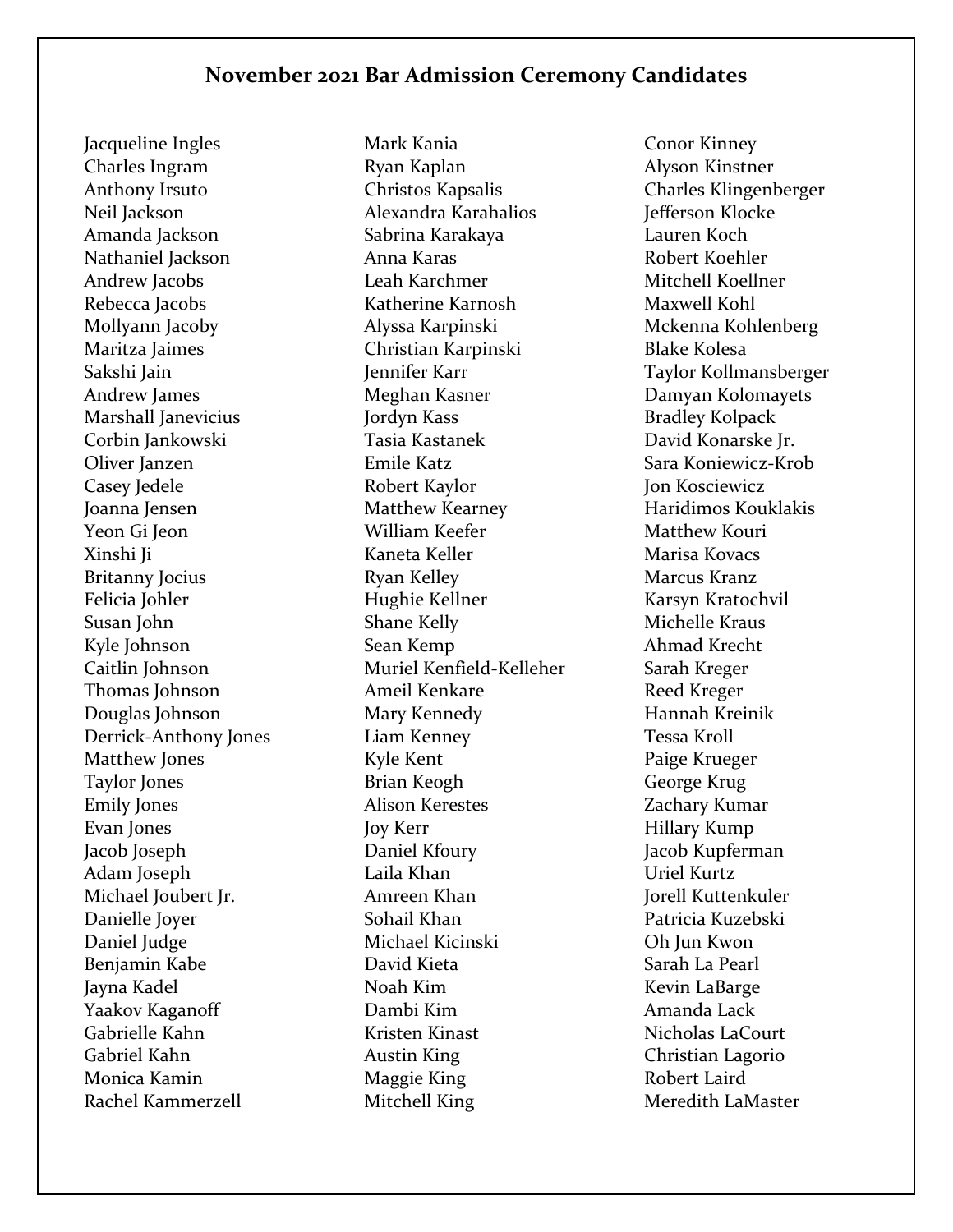**November 2021 Bar Admission Ceremony Candidates**

Jacqueline Ingles
Charles Ingram
Anthony Irsuto
Neil Jackson
Amanda Jackson
Nathaniel Jackson
Andrew Jacobs
Rebecca Jacobs
Mollyann Jacoby
Maritza Jaimes
Sakshi Jain
Andrew James
Marshall Janevicius
Corbin Jankowski
Oliver Janzen
Casey Jedele
Joanna Jensen
Yeon Gi Jeon
Xinshi Ji
Britanny Jocius
Felicia Johler
Susan John
Kyle Johnson
Caitlin Johnson
Thomas Johnson
Douglas Johnson
Derrick-Anthony Jones
Matthew Jones
Taylor Jones
Emily Jones
Evan Jones
Jacob Joseph
Adam Joseph
Michael Joubert Jr.
Danielle Joyer
Daniel Judge
Benjamin Kabe
Jayna Kadel
Yaakov Kaganoff
Gabrielle Kahn
Gabriel Kahn
Monica Kamin
Rachel Kammerzell
Mark Kania
Ryan Kaplan
Christos Kapsalis
Alexandra Karahalios
Sabrina Karakaya
Anna Karas
Leah Karchmer
Katherine Karnosh
Alyssa Karpinski
Christian Karpinski
Jennifer Karr
Meghan Kasner
Jordyn Kass
Tasia Kastanek
Emile Katz
Robert Kaylor
Matthew Kearney
William Keefer
Kaneta Keller
Ryan Kelley
Hughie Kellner
Shane Kelly
Sean Kemp
Muriel Kenfield-Kelleher
Ameil Kenkare
Mary Kennedy
Liam Kenney
Kyle Kent
Brian Keogh
Alison Kerestes
Joy Kerr
Daniel Kfoury
Laila Khan
Amreen Khan
Sohail Khan
Michael Kicinski
David Kieta
Noah Kim
Dambi Kim
Kristen Kinast
Austin King
Maggie King
Mitchell King
Conor Kinney
Alyson Kinstner
Charles Klingenberger
Jefferson Klocke
Lauren Koch
Robert Koehler
Mitchell Koellner
Maxwell Kohl
Mckenna Kohlenberg
Blake Kolesa
Taylor Kollmansberger
Damyan Kolomayets
Bradley Kolpack
David Konarske Jr.
Sara Koniewicz-Krob
Jon Kosciewicz
Haridimos Kouklakis
Matthew Kouri
Marisa Kovacs
Marcus Kranz
Karsyn Kratochvil
Michelle Kraus
Ahmad Krecht
Sarah Kreger
Reed Kreger
Hannah Kreinik
Tessa Kroll
Paige Krueger
George Krug
Zachary Kumar
Hillary Kump
Jacob Kupferman
Uriel Kurtz
Jorell Kuttenkuler
Patricia Kuzebski
Oh Jun Kwon
Sarah La Pearl
Kevin LaBarge
Amanda Lack
Nicholas LaCourt
Christian Lagorio
Robert Laird
Meredith LaMaster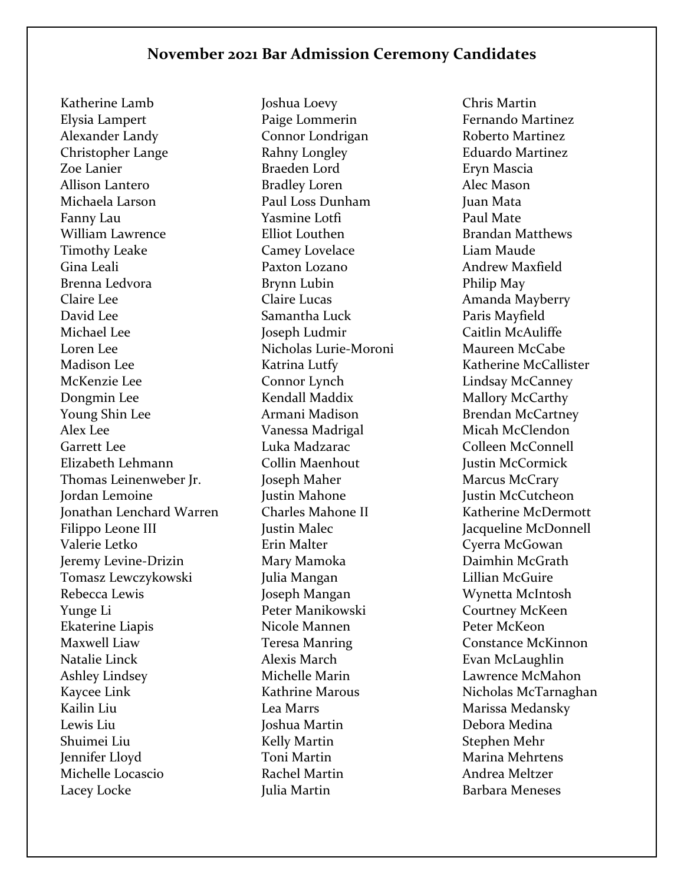## November 2021 Bar Admission Ceremony Candidates

Katherine Lamb
Elysia Lampert
Alexander Landy
Christopher Lange
Zoe Lanier
Allison Lantero
Michaela Larson
Fanny Lau
William Lawrence
Timothy Leake
Gina Leali
Brenna Ledvora
Claire Lee
David Lee
Michael Lee
Loren Lee
Madison Lee
McKenzie Lee
Dongmin Lee
Young Shin Lee
Alex Lee
Garrett Lee
Elizabeth Lehmann
Thomas Leinenweber Jr.
Jordan Lemoine
Jonathan Lenchard Warren
Filippo Leone III
Valerie Letko
Jeremy Levine-Drizin
Tomasz Lewczykowski
Rebecca Lewis
Yunge Li
Ekaterine Liapis
Maxwell Liaw
Natalie Linck
Ashley Lindsey
Kaycee Link
Kailin Liu
Lewis Liu
Shuimei Liu
Jennifer Lloyd
Michelle Locascio
Lacey Locke
Joshua Loevy
Paige Lommerin
Connor Londrigan
Rahny Longley
Braeden Lord
Bradley Loren
Paul Loss Dunham
Yasmine Lotfi
Elliot Louthen
Camey Lovelace
Paxton Lozano
Brynn Lubin
Claire Lucas
Samantha Luck
Joseph Ludmir
Nicholas Lurie-Moroni
Katrina Lutfy
Connor Lynch
Kendall Maddix
Armani Madison
Vanessa Madrigal
Luka Madzarac
Collin Maenhout
Joseph Maher
Justin Mahone
Charles Mahone II
Justin Malec
Erin Malter
Mary Mamoka
Julia Mangan
Joseph Mangan
Peter Manikowski
Nicole Mannen
Teresa Manring
Alexis March
Michelle Marin
Kathrine Marous
Lea Marrs
Joshua Martin
Kelly Martin
Toni Martin
Rachel Martin
Julia Martin
Chris Martin
Fernando Martinez
Roberto Martinez
Eduardo Martinez
Eryn Mascia
Alec Mason
Juan Mata
Paul Mate
Brandan Matthews
Liam Maude
Andrew Maxfield
Philip May
Amanda Mayberry
Paris Mayfield
Caitlin McAuliffe
Maureen McCabe
Katherine McCallister
Lindsay McCanney
Mallory McCarthy
Brendan McCartney
Micah McClendon
Colleen McConnell
Justin McCormick
Marcus McCrary
Justin McCutcheon
Katherine McDermott
Jacqueline McDonnell
Cyerra McGowan
Daimhin McGrath
Lillian McGuire
Wynetta McIntosh
Courtney McKeen
Peter McKeon
Constance McKinnon
Evan McLaughlin
Lawrence McMahon
Nicholas McTarnaghan
Marissa Medansky
Debora Medina
Stephen Mehr
Marina Mehrtens
Andrea Meltzer
Barbara Meneses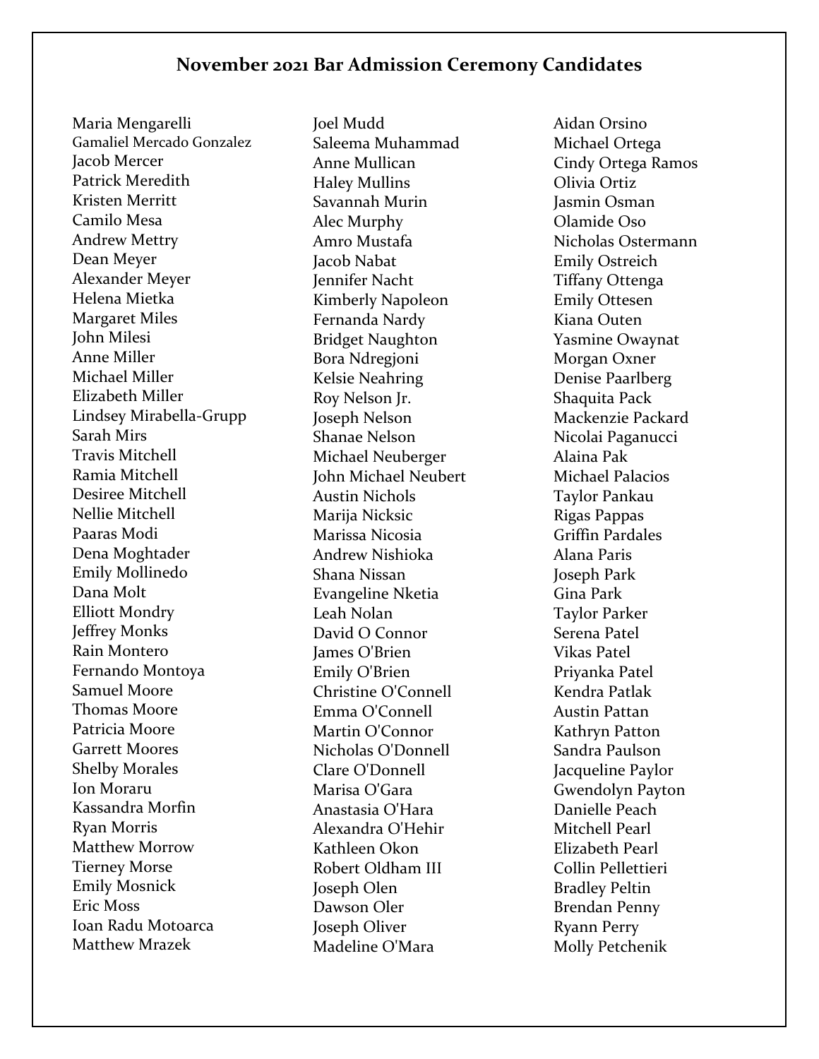## November 2021 Bar Admission Ceremony Candidates

Maria Mengarelli
Gamaliel Mercado Gonzalez
Jacob Mercer
Patrick Meredith
Kristen Merritt
Camilo Mesa
Andrew Mettry
Dean Meyer
Alexander Meyer
Helena Mietka
Margaret Miles
John Milesi
Anne Miller
Michael Miller
Elizabeth Miller
Lindsey Mirabella-Grupp
Sarah Mirs
Travis Mitchell
Ramia Mitchell
Desiree Mitchell
Nellie Mitchell
Paaras Modi
Dena Moghtader
Emily Mollinedo
Dana Molt
Elliott Mondry
Jeffrey Monks
Rain Montero
Fernando Montoya
Samuel Moore
Thomas Moore
Patricia Moore
Garrett Moores
Shelby Morales
Ion Moraru
Kassandra Morfin
Ryan Morris
Matthew Morrow
Tierney Morse
Emily Mosnick
Eric Moss
Ioan Radu Motoarca
Matthew Mrazek
Joel Mudd
Saleema Muhammad
Anne Mullican
Haley Mullins
Savannah Murin
Alec Murphy
Amro Mustafa
Jacob Nabat
Jennifer Nacht
Kimberly Napoleon
Fernanda Nardy
Bridget Naughton
Bora Ndregjoni
Kelsie Neahring
Roy Nelson Jr.
Joseph Nelson
Shanae Nelson
Michael Neuberger
John Michael Neubert
Austin Nichols
Marija Nicksic
Marissa Nicosia
Andrew Nishioka
Shana Nissan
Evangeline Nketia
Leah Nolan
David O Connor
James O'Brien
Emily O'Brien
Christine O'Connell
Emma O'Connell
Martin O'Connor
Nicholas O'Donnell
Clare O'Donnell
Marisa O'Gara
Anastasia O'Hara
Alexandra O'Hehir
Kathleen Okon
Robert Oldham III
Joseph Olen
Dawson Oler
Joseph Oliver
Madeline O'Mara
Aidan Orsino
Michael Ortega
Cindy Ortega Ramos
Olivia Ortiz
Jasmin Osman
Olamide Oso
Nicholas Ostermann
Emily Ostreich
Tiffany Ottenga
Emily Ottesen
Kiana Outen
Yasmine Owaynat
Morgan Oxner
Denise Paarlberg
Shaquita Pack
Mackenzie Packard
Nicolai Paganucci
Alaina Pak
Michael Palacios
Taylor Pankau
Rigas Pappas
Griffin Pardales
Alana Paris
Joseph Park
Gina Park
Taylor Parker
Serena Patel
Vikas Patel
Priyanka Patel
Kendra Patlak
Austin Pattan
Kathryn Patton
Sandra Paulson
Jacqueline Paylor
Gwendolyn Payton
Danielle Peach
Mitchell Pearl
Elizabeth Pearl
Collin Pellettieri
Bradley Peltin
Brendan Penny
Ryann Perry
Molly Petchenik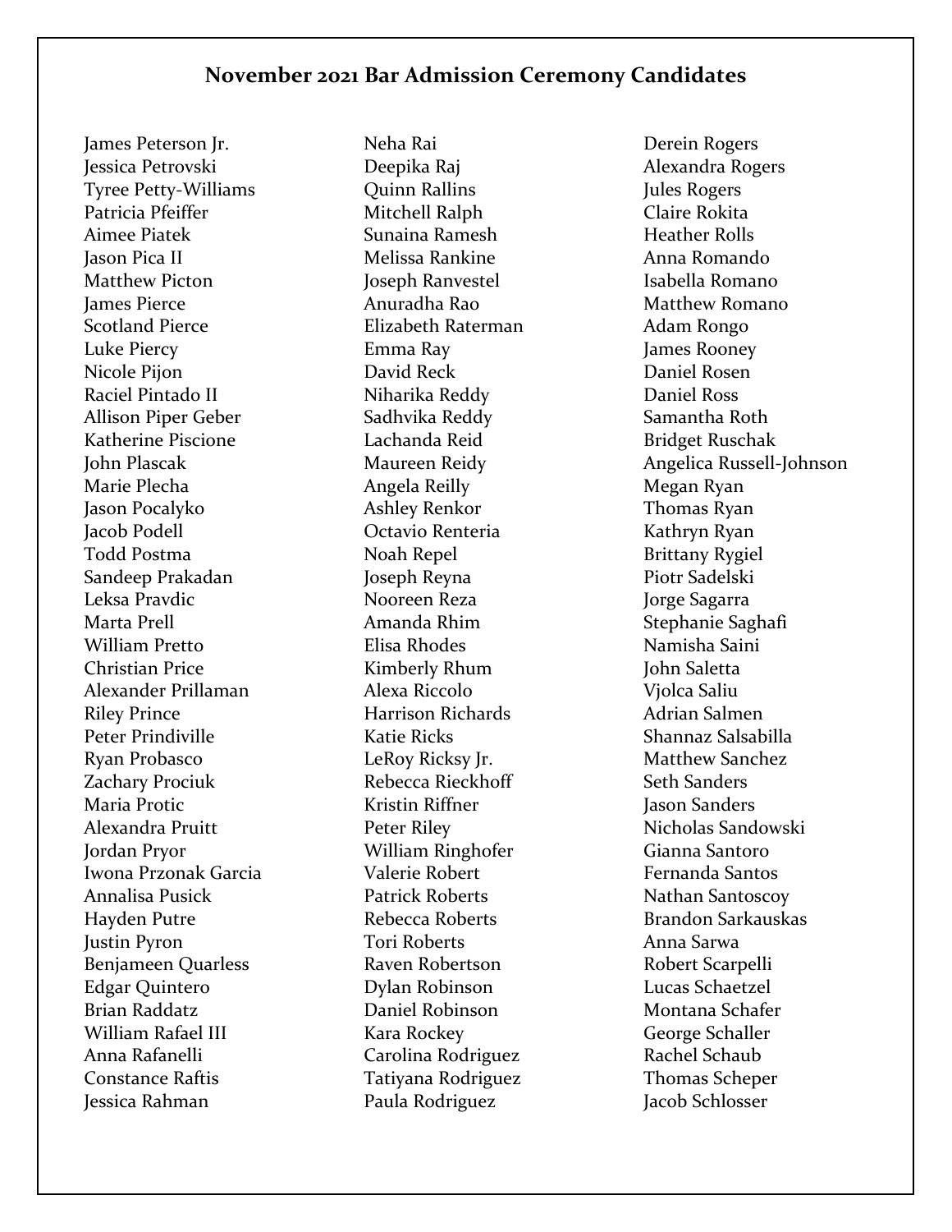## November 2021 Bar Admission Ceremony Candidates

James Peterson Jr.
Jessica Petrovski
Tyree Petty-Williams
Patricia Pfeiffer
Aimee Piatek
Jason Pica II
Matthew Picton
James Pierce
Scotland Pierce
Luke Piercy
Nicole Pijon
Raciel Pintado II
Allison Piper Geber
Katherine Piscione
John Plascak
Marie Plecha
Jason Pocalyko
Jacob Podell
Todd Postma
Sandeep Prakadan
Leksa Pravdic
Marta Prell
William Pretto
Christian Price
Alexander Prillaman
Riley Prince
Peter Prindiville
Ryan Probasco
Zachary Prociuk
Maria Protic
Alexandra Pruitt
Jordan Pryor
Iwona Przonak Garcia
Annalisa Pusick
Hayden Putre
Justin Pyron
Benjameen Quarless
Edgar Quintero
Brian Raddatz
William Rafael III
Anna Rafanelli
Constance Raftis
Jessica Rahman
Neha Rai
Deepika Raj
Quinn Rallins
Mitchell Ralph
Sunaina Ramesh
Melissa Rankine
Joseph Ranvestel
Anuradha Rao
Elizabeth Raterman
Emma Ray
David Reck
Niharika Reddy
Sadhvika Reddy
Lachanda Reid
Maureen Reidy
Angela Reilly
Ashley Renkor
Octavio Renteria
Noah Repel
Joseph Reyna
Nooreen Reza
Amanda Rhim
Elisa Rhodes
Kimberly Rhum
Alexa Riccolo
Harrison Richards
Katie Ricks
LeRoy Ricksy Jr.
Rebecca Rieckhoff
Kristin Riffner
Peter Riley
William Ringhofer
Valerie Robert
Patrick Roberts
Rebecca Roberts
Tori Roberts
Raven Robertson
Dylan Robinson
Daniel Robinson
Kara Rockey
Carolina Rodriguez
Tatiyana Rodriguez
Paula Rodriguez
Derein Rogers
Alexandra Rogers
Jules Rogers
Claire Rokita
Heather Rolls
Anna Romando
Isabella Romano
Matthew Romano
Adam Rongo
James Rooney
Daniel Rosen
Daniel Ross
Samantha Roth
Bridget Ruschak
Angelica Russell-Johnson
Megan Ryan
Thomas Ryan
Kathryn Ryan
Brittany Rygiel
Piotr Sadelski
Jorge Sagarra
Stephanie Saghafi
Namisha Saini
John Saletta
Vjolca Saliu
Adrian Salmen
Shannaz Salsabilla
Matthew Sanchez
Seth Sanders
Jason Sanders
Nicholas Sandowski
Gianna Santoro
Fernanda Santos
Nathan Santoscoy
Brandon Sarkauskas
Anna Sarwa
Robert Scarpelli
Lucas Schaetzel
Montana Schafer
George Schaller
Rachel Schaub
Thomas Scheper
Jacob Schlosser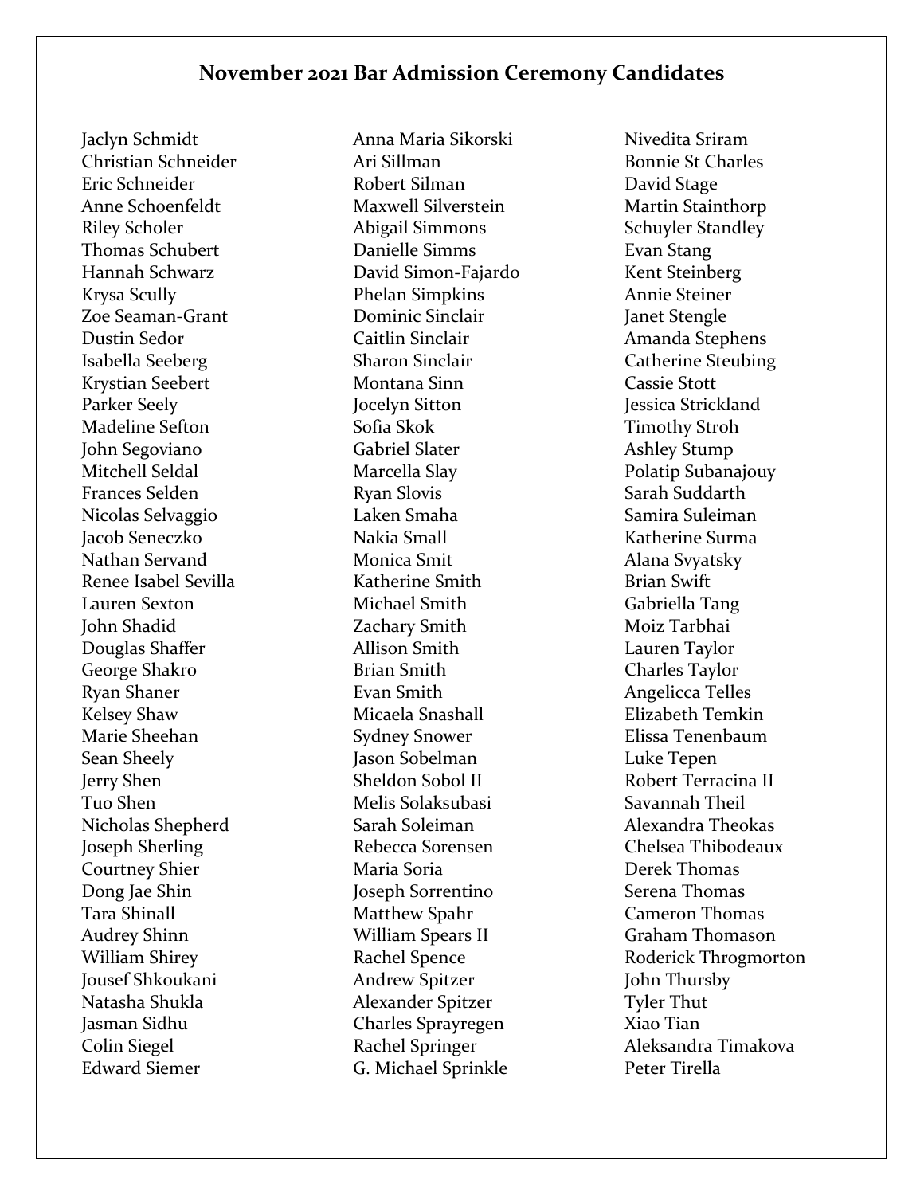## November 2021 Bar Admission Ceremony Candidates

Jaclyn Schmidt
Christian Schneider
Eric Schneider
Anne Schoenfeldt
Riley Scholer
Thomas Schubert
Hannah Schwarz
Krysa Scully
Zoe Seaman-Grant
Dustin Sedor
Isabella Seeberg
Krystian Seebert
Parker Seely
Madeline Sefton
John Segoviano
Mitchell Seldal
Frances Selden
Nicolas Selvaggio
Jacob Seneczko
Nathan Servand
Renee Isabel Sevilla
Lauren Sexton
John Shadid
Douglas Shaffer
George Shakro
Ryan Shaner
Kelsey Shaw
Marie Sheehan
Sean Sheely
Jerry Shen
Tuo Shen
Nicholas Shepherd
Joseph Sherling
Courtney Shier
Dong Jae Shin
Tara Shinall
Audrey Shinn
William Shirey
Jousef Shkoukani
Natasha Shukla
Jasman Sidhu
Colin Siegel
Edward Siemer
Anna Maria Sikorski
Ari Sillman
Robert Silman
Maxwell Silverstein
Abigail Simmons
Danielle Simms
David Simon-Fajardo
Phelan Simpkins
Dominic Sinclair
Caitlin Sinclair
Sharon Sinclair
Montana Sinn
Jocelyn Sitton
Sofia Skok
Gabriel Slater
Marcella Slay
Ryan Slovis
Laken Smaha
Nakia Small
Monica Smit
Katherine Smith
Michael Smith
Zachary Smith
Allison Smith
Brian Smith
Evan Smith
Micaela Snashall
Sydney Snower
Jason Sobelman
Sheldon Sobol II
Melis Solaksubasi
Sarah Soleiman
Rebecca Sorensen
Maria Soria
Joseph Sorrentino
Matthew Spahr
William Spears II
Rachel Spence
Andrew Spitzer
Alexander Spitzer
Charles Sprayregen
Rachel Springer
G. Michael Sprinkle
Nivedita Sriram
Bonnie St Charles
David Stage
Martin Stainthorp
Schuyler Standley
Evan Stang
Kent Steinberg
Annie Steiner
Janet Stengle
Amanda Stephens
Catherine Steubing
Cassie Stott
Jessica Strickland
Timothy Stroh
Ashley Stump
Polatip Subanajouy
Sarah Suddarth
Samira Suleiman
Katherine Surma
Alana Svyatsky
Brian Swift
Gabriella Tang
Moiz Tarbhai
Lauren Taylor
Charles Taylor
Angelicca Telles
Elizabeth Temkin
Elissa Tenenbaum
Luke Tepen
Robert Terracina II
Savannah Theil
Alexandra Theokas
Chelsea Thibodeaux
Derek Thomas
Serena Thomas
Cameron Thomas
Graham Thomason
Roderick Throgmorton
John Thursby
Tyler Thut
Xiao Tian
Aleksandra Timakova
Peter Tirella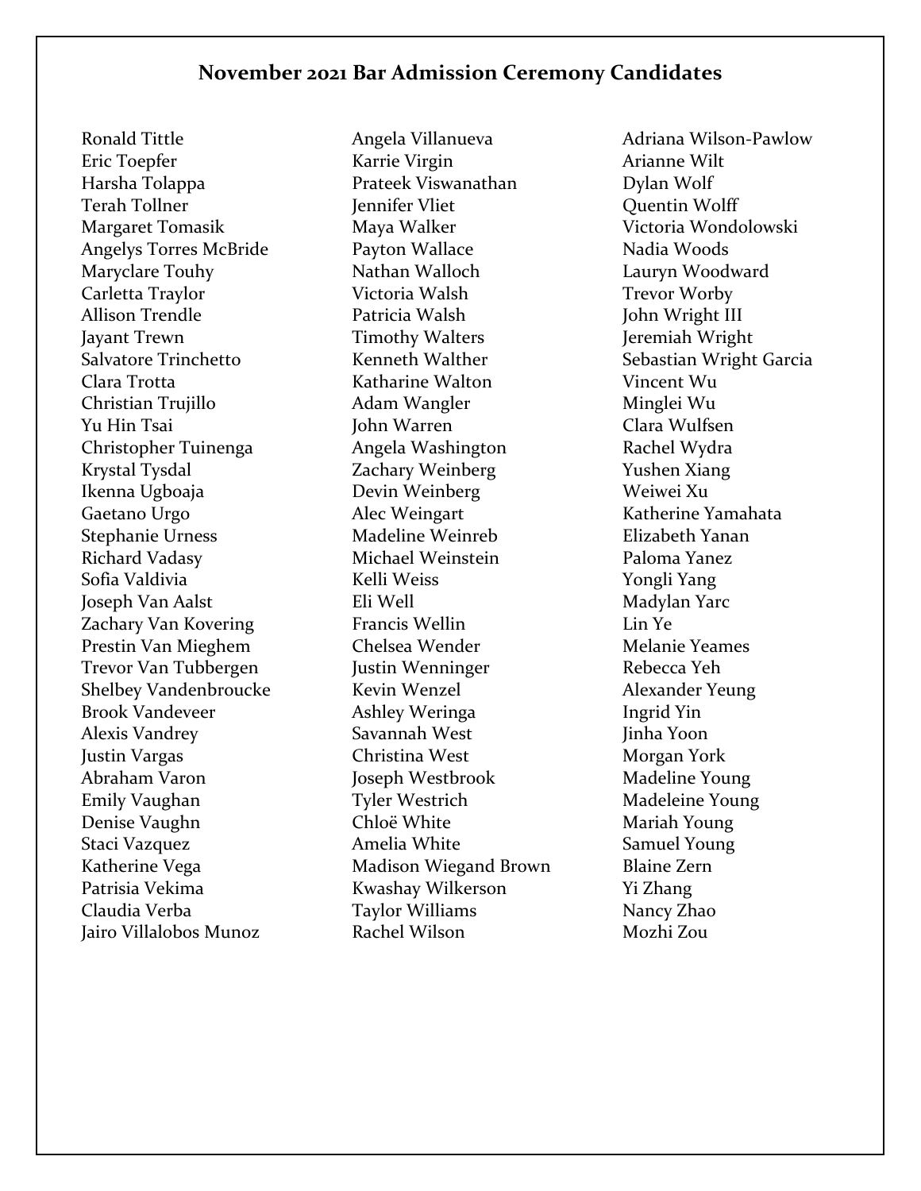## November 2021 Bar Admission Ceremony Candidates

Ronald Tittle
Eric Toepfer
Harsha Tolappa
Terah Tollner
Margaret Tomasik
Angelys Torres McBride
Maryclare Touhy
Carletta Traylor
Allison Trendle
Jayant Trewn
Salvatore Trinchetto
Clara Trotta
Christian Trujillo
Yu Hin Tsai
Christopher Tuinenga
Krystal Tysdal
Ikenna Ugboaja
Gaetano Urgo
Stephanie Urness
Richard Vadasy
Sofia Valdivia
Joseph Van Aalst
Zachary Van Kovering
Prestin Van Mieghem
Trevor Van Tubbergen
Shelbey Vandenbroucke
Brook Vandeveer
Alexis Vandrey
Justin Vargas
Abraham Varon
Emily Vaughan
Denise Vaughn
Staci Vazquez
Katherine Vega
Patrisia Vekima
Claudia Verba
Jairo Villalobos Munoz
Angela Villanueva
Karrie Virgin
Prateek Viswanathan
Jennifer Vliet
Maya Walker
Payton Wallace
Nathan Walloch
Victoria Walsh
Patricia Walsh
Timothy Walters
Kenneth Walther
Katharine Walton
Adam Wangler
John Warren
Angela Washington
Zachary Weinberg
Devin Weinberg
Alec Weingart
Madeline Weinreb
Michael Weinstein
Kelli Weiss
Eli Well
Francis Wellin
Chelsea Wender
Justin Wenninger
Kevin Wenzel
Ashley Weringa
Savannah West
Christina West
Joseph Westbrook
Tyler Westrich
Chloë White
Amelia White
Madison Wiegand Brown
Kwashay Wilkerson
Taylor Williams
Rachel Wilson
Adriana Wilson-Pawlow
Arianne Wilt
Dylan Wolf
Quentin Wolff
Victoria Wondolowski
Nadia Woods
Lauryn Woodward
Trevor Worby
John Wright III
Jeremiah Wright
Sebastian Wright Garcia
Vincent Wu
Minglei Wu
Clara Wulfsen
Rachel Wydra
Yushen Xiang
Weiwei Xu
Katherine Yamahata
Elizabeth Yanan
Paloma Yanez
Yongli Yang
Madylan Yarc
Lin Ye
Melanie Yeames
Rebecca Yeh
Alexander Yeung
Ingrid Yin
Jinha Yoon
Morgan York
Madeline Young
Madeleine Young
Mariah Young
Samuel Young
Blaine Zern
Yi Zhang
Nancy Zhao
Mozhi Zou